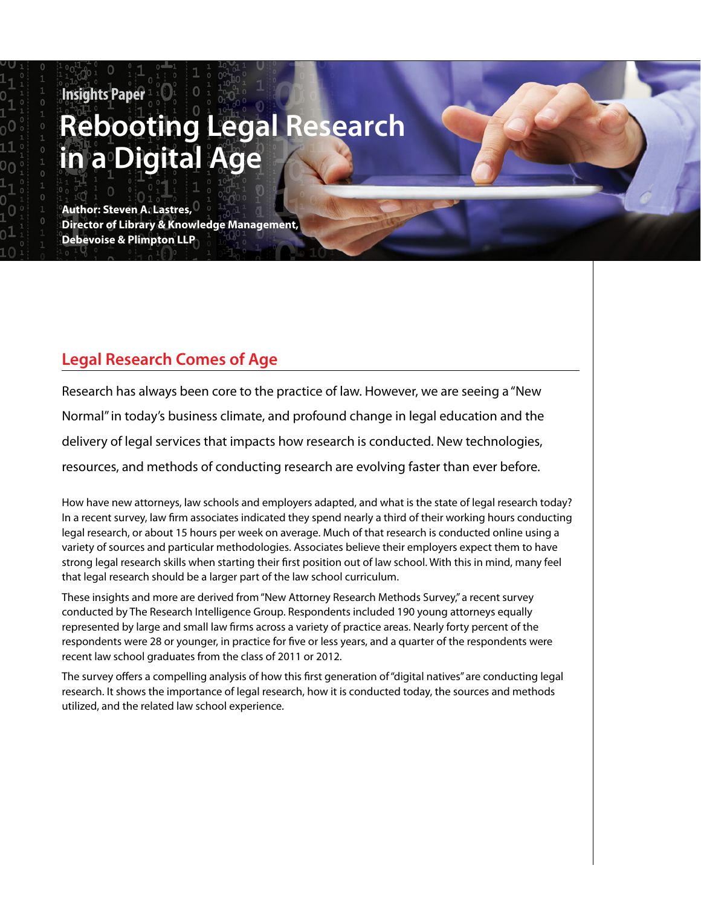Insights Paper

# Rebooting Legal Research in a Digital Age

**Author: Steven A. Lastres,**
**Director of Library & Knowledge Management,**
**Debevoise & Plimpton LLP**

## Legal Research Comes of Age

Research has always been core to the practice of law. However, we are seeing a "New Normal" in today's business climate, and profound change in legal education and the delivery of legal services that impacts how research is conducted. New technologies, resources, and methods of conducting research are evolving faster than ever before.

How have new attorneys, law schools and employers adapted, and what is the state of legal research today? In a recent survey, law firm associates indicated they spend nearly a third of their working hours conducting legal research, or about 15 hours per week on average. Much of that research is conducted online using a variety of sources and particular methodologies. Associates believe their employers expect them to have strong legal research skills when starting their first position out of law school. With this in mind, many feel that legal research should be a larger part of the law school curriculum.

These insights and more are derived from "New Attorney Research Methods Survey," a recent survey conducted by The Research Intelligence Group. Respondents included 190 young attorneys equally represented by large and small law firms across a variety of practice areas. Nearly forty percent of the respondents were 28 or younger, in practice for five or less years, and a quarter of the respondents were recent law school graduates from the class of 2011 or 2012.

The survey offers a compelling analysis of how this first generation of "digital natives" are conducting legal research. It shows the importance of legal research, how it is conducted today, the sources and methods utilized, and the related law school experience.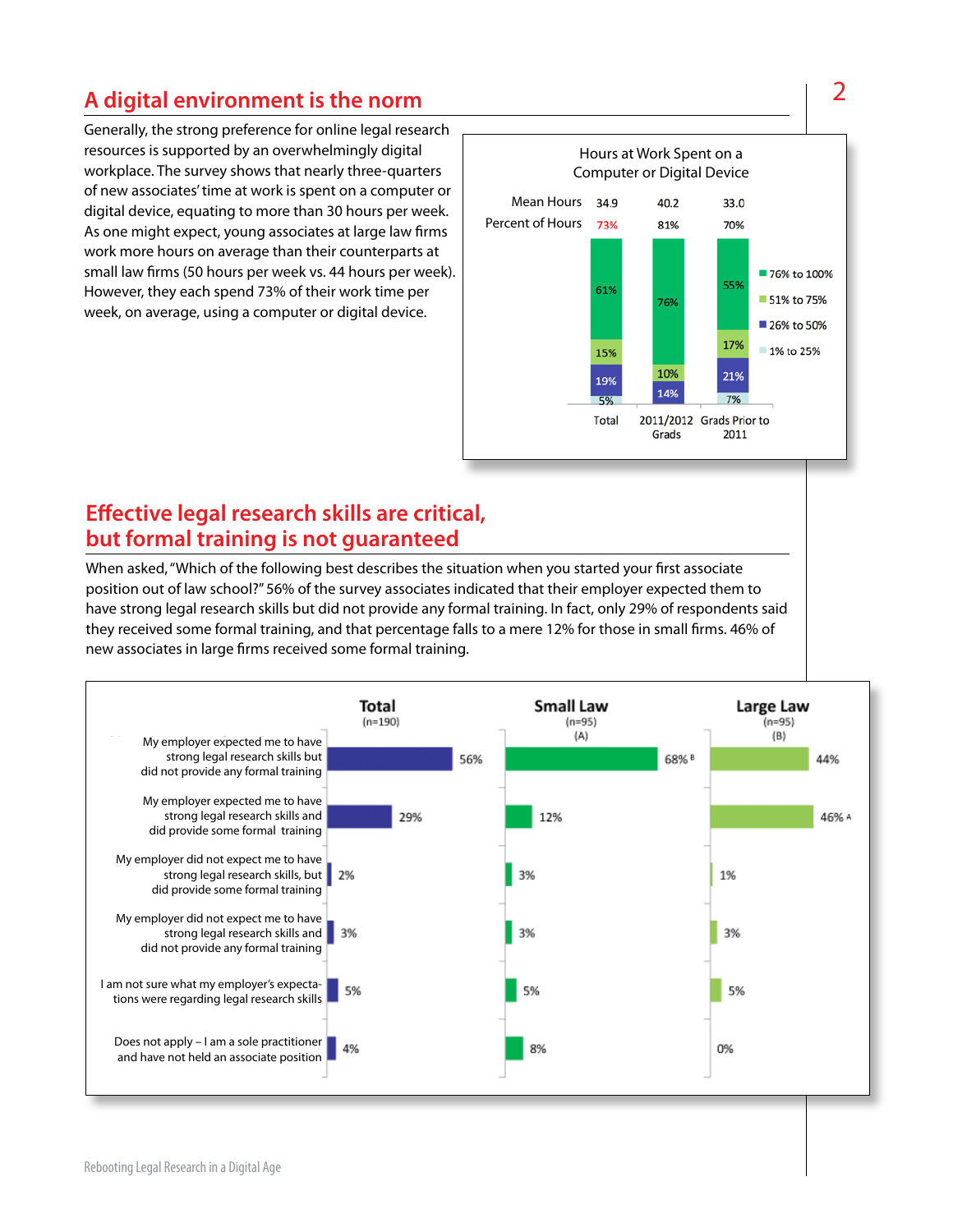## A digital environment is the norm

Generally, the strong preference for online legal research resources is supported by an overwhelmingly digital workplace. The survey shows that nearly three-quarters of new associates' time at work is spent on a computer or digital device, equating to more than 30 hours per week. As one might expect, young associates at large law firms work more hours on average than their counterparts at small law firms (50 hours per week vs. 44 hours per week). However, they each spend 73% of their work time per week, on average, using a computer or digital device.

**Hours at Work Spent on a Computer or Digital Device**

| | Total | 2011/2012 Grads | Grads Prior to 2011 |
|---|---|---|---|
| Mean Hours | 34.9 | 40.2 | 33.0 |
| Percent of Hours | 73% | 81% | 70% |
| 76% to 100% | 61% | 76% | 55% |
| 51% to 75% | 15% | 10% | 17% |
| 26% to 50% | 19% | 14% | 21% |
| 1% to 25% | 5% | | 7% |

## Effective legal research skills are critical, but formal training is not guaranteed

When asked, "Which of the following best describes the situation when you started your first associate position out of law school?" 56% of the survey associates indicated that their employer expected them to have strong legal research skills but did not provide any formal training. In fact, only 29% of respondents said they received some formal training, and that percentage falls to a mere 12% for those in small firms. 46% of new associates in large firms received some formal training.

| | Total (n=190) | Small Law (n=95) (A) | Large Law (n=95) (B) |
|---|---|---|---|
| My employer expected me to have strong legal research skills but did not provide any formal training | 56% | 68% B | 44% |
| My employer expected me to have strong legal research skills and did provide some formal training | 29% | 12% | 46% A |
| My employer did not expect me to have strong legal research skills, but did provide some formal training | 2% | 3% | 1% |
| My employer did not expect me to have strong legal research skills and did not provide any formal training | 3% | 3% | 3% |
| I am not sure what my employer's expectations were regarding legal research skills | 5% | 5% | 5% |
| Does not apply – I am a sole practitioner and have not held an associate position | 4% | 8% | 0% |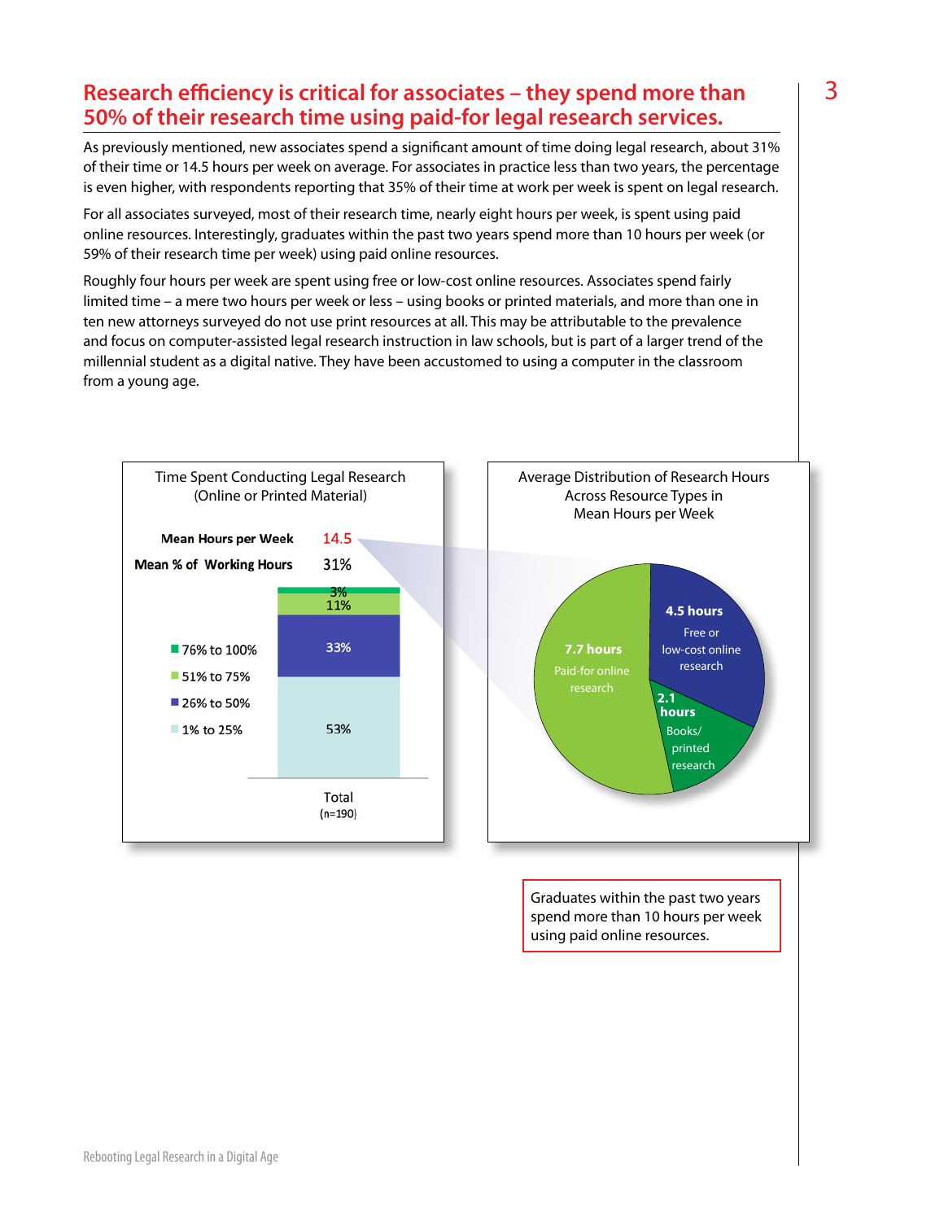## Research efficiency is critical for associates – they spend more than 50% of their research time using paid-for legal research services.

As previously mentioned, new associates spend a significant amount of time doing legal research, about 31% of their time or 14.5 hours per week on average. For associates in practice less than two years, the percentage is even higher, with respondents reporting that 35% of their time at work per week is spent on legal research.

For all associates surveyed, most of their research time, nearly eight hours per week, is spent using paid online resources. Interestingly, graduates within the past two years spend more than 10 hours per week (or 59% of their research time per week) using paid online resources.

Roughly four hours per week are spent using free or low-cost online resources. Associates spend fairly limited time – a mere two hours per week or less – using books or printed materials, and more than one in ten new attorneys surveyed do not use print resources at all. This may be attributable to the prevalence and focus on computer-assisted legal research instruction in law schools, but is part of a larger trend of the millennial student as a digital native. They have been accustomed to using a computer in the classroom from a young age.

**Time Spent Conducting Legal Research (Online or Printed Material)**

| | |
|---|---|
| **Mean Hours per Week** | 14.5 |
| **Mean % of Working Hours** | 31% |

| | Total (n=190) |
|---|---|
| 76% to 100% | 3% |
| 51% to 75% | 11% |
| 26% to 50% | 33% |
| 1% to 25% | 53% |

**Average Distribution of Research Hours Across Resource Types in Mean Hours per Week**

| Resource Type | Mean Hours per Week |
|---|---|
| Paid-for online research | 7.7 hours |
| Free or low-cost online research | 4.5 hours |
| Books/printed research | 2.1 hours |

Graduates within the past two years spend more than 10 hours per week using paid online resources.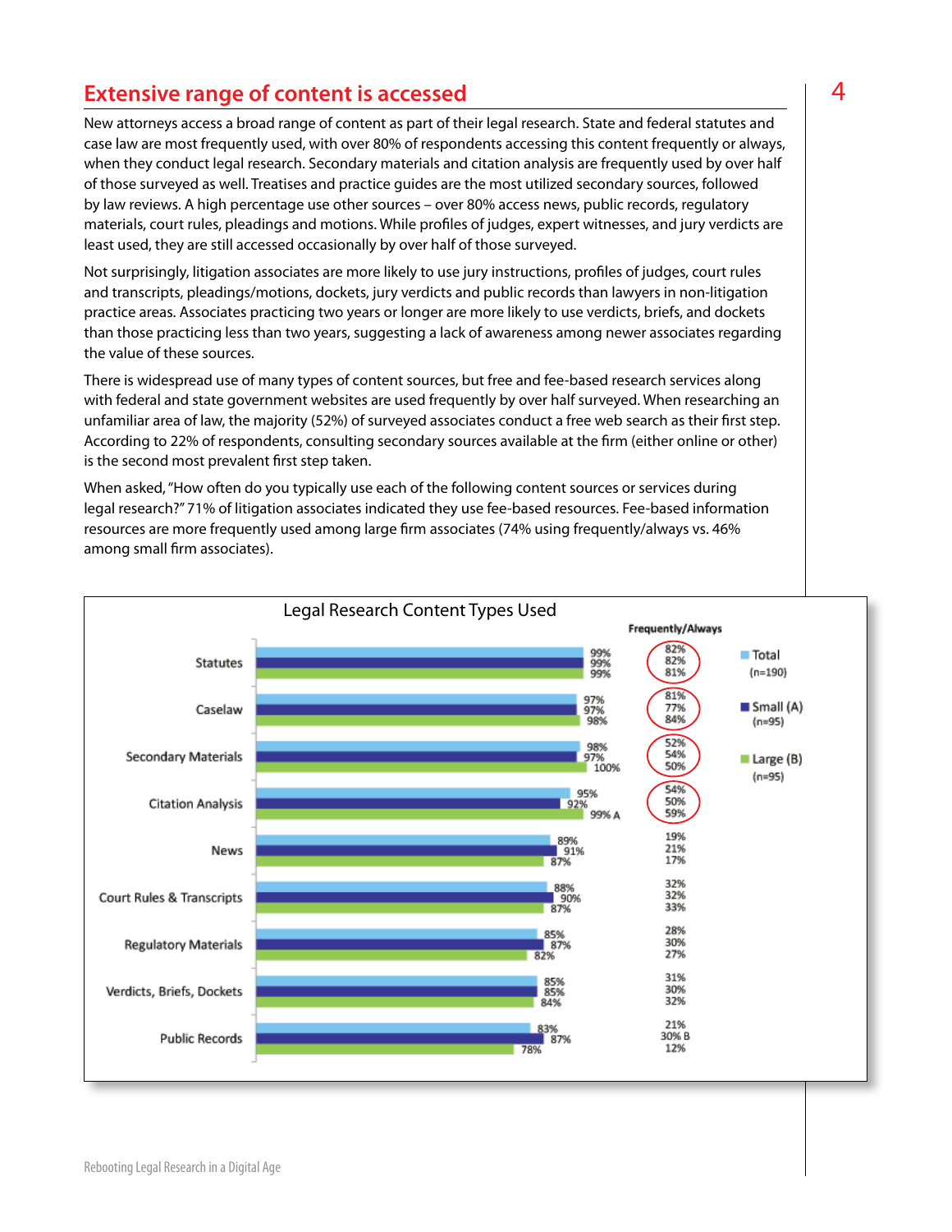## Extensive range of content is accessed

New attorneys access a broad range of content as part of their legal research. State and federal statutes and case law are most frequently used, with over 80% of respondents accessing this content frequently or always, when they conduct legal research. Secondary materials and citation analysis are frequently used by over half of those surveyed as well. Treatises and practice guides are the most utilized secondary sources, followed by law reviews. A high percentage use other sources – over 80% access news, public records, regulatory materials, court rules, pleadings and motions. While profiles of judges, expert witnesses, and jury verdicts are least used, they are still accessed occasionally by over half of those surveyed.

Not surprisingly, litigation associates are more likely to use jury instructions, profiles of judges, court rules and transcripts, pleadings/motions, dockets, jury verdicts and public records than lawyers in non-litigation practice areas. Associates practicing two years or longer are more likely to use verdicts, briefs, and dockets than those practicing less than two years, suggesting a lack of awareness among newer associates regarding the value of these sources.

There is widespread use of many types of content sources, but free and fee-based research services along with federal and state government websites are used frequently by over half surveyed. When researching an unfamiliar area of law, the majority (52%) of surveyed associates conduct a free web search as their first step. According to 22% of respondents, consulting secondary sources available at the firm (either online or other) is the second most prevalent first step taken.

When asked, "How often do you typically use each of the following content sources or services during legal research?" 71% of litigation associates indicated they use fee-based resources. Fee-based information resources are more frequently used among large firm associates (74% using frequently/always vs. 46% among small firm associates).

### Legal Research Content Types Used

| Content Type | Total (n=190) | Small (A) (n=95) | Large (B) (n=95) | Frequently/Always: Total | Frequently/Always: Small (A) | Frequently/Always: Large (B) |
|---|---|---|---|---|---|---|
| Statutes | 99% | 99% | 99% | 82% | 82% | 81% |
| Caselaw | 97% | 97% | 98% | 81% | 77% | 84% |
| Secondary Materials | 98% | 97% | 100% | 52% | 54% | 50% |
| Citation Analysis | 95% | 92% | 99% A | 54% | 50% | 59% |
| News | 89% | 91% | 87% | 19% | 21% | 17% |
| Court Rules & Transcripts | 88% | 90% | 87% | 32% | 32% | 33% |
| Regulatory Materials | 85% | 87% | 82% | 28% | 30% | 27% |
| Verdicts, Briefs, Dockets | 85% | 85% | 84% | 31% | 30% | 32% |
| Public Records | 83% | 87% | 78% | 21% | 30% B | 12% |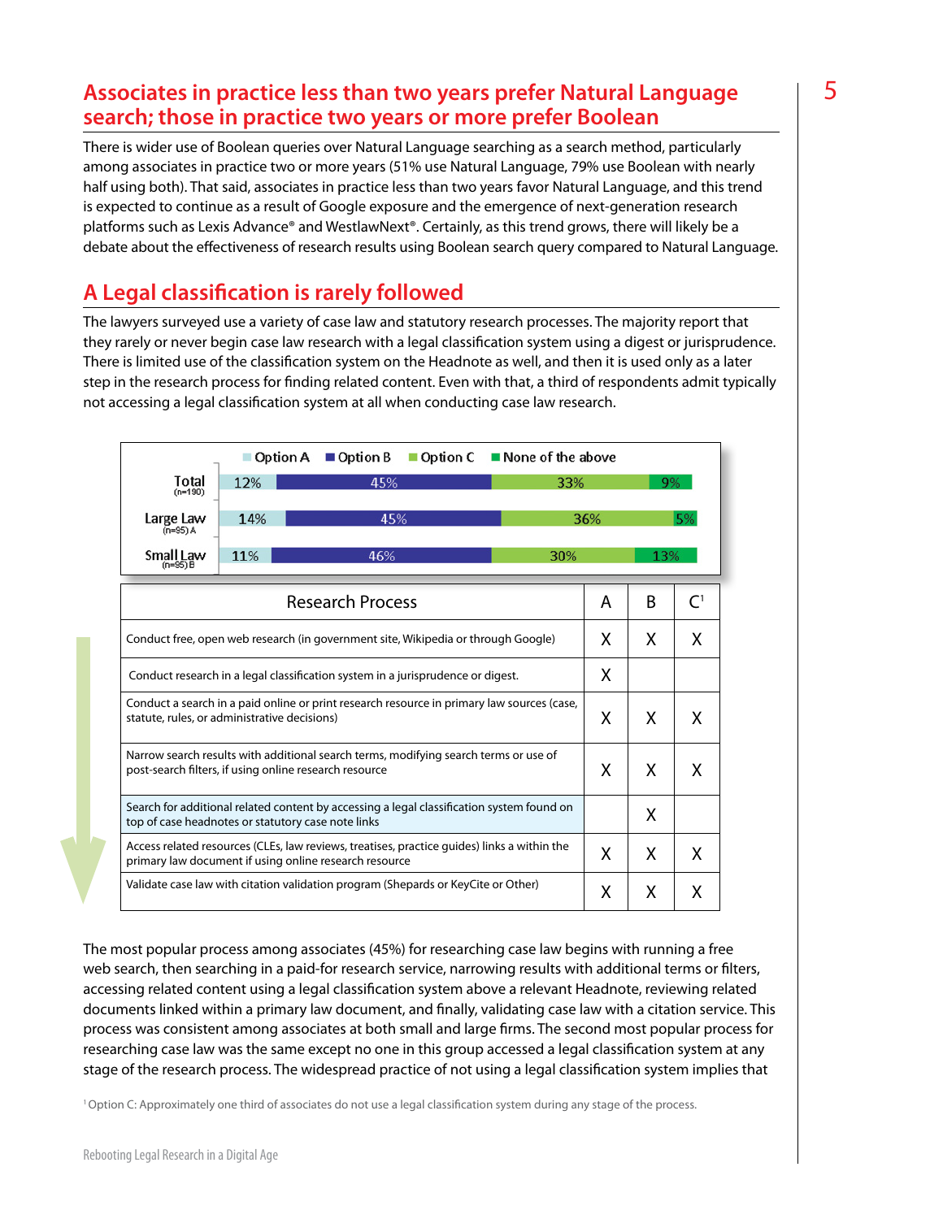## Associates in practice less than two years prefer Natural Language search; those in practice two years or more prefer Boolean

There is wider use of Boolean queries over Natural Language searching as a search method, particularly among associates in practice two or more years (51% use Natural Language, 79% use Boolean with nearly half using both). That said, associates in practice less than two years favor Natural Language, and this trend is expected to continue as a result of Google exposure and the emergence of next-generation research platforms such as Lexis Advance® and WestlawNext®. Certainly, as this trend grows, there will likely be a debate about the effectiveness of research results using Boolean search query compared to Natural Language.

## A Legal classification is rarely followed

The lawyers surveyed use a variety of case law and statutory research processes. The majority report that they rarely or never begin case law research with a legal classification system using a digest or jurisprudence. There is limited use of the classification system on the Headnote as well, and then it is used only as a later step in the research process for finding related content. Even with that, a third of respondents admit typically not accessing a legal classification system at all when conducting case law research.

| | Option A | Option B | Option C | None of the above |
|---|---|---|---|---|
| Total (n=190) | 12% | 45% | 33% | 9% |
| Large Law (n=95) A | 14% | 45% | 36% | 5% |
| Small Law (n=95) B | 11% | 46% | 30% | 13% |

| Research Process | A | B | C[1] |
|---|---|---|---|
| Conduct free, open web research (in government site, Wikipedia or through Google) | X | X | X |
| Conduct research in a legal classification system in a jurisprudence or digest. | X | | |
| Conduct a search in a paid online or print research resource in primary law sources (case, statute, rules, or administrative decisions) | X | X | X |
| Narrow search results with additional search terms, modifying search terms or use of post-search filters, if using online research resource | X | X | X |
| Search for additional related content by accessing a legal classification system found on top of case headnotes or statutory case note links | | X | |
| Access related resources (CLEs, law reviews, treatises, practice guides) links a within the primary law document if using online research resource | X | X | X |
| Validate case law with citation validation program (Shepards or KeyCite or Other) | X | X | X |

The most popular process among associates (45%) for researching case law begins with running a free web search, then searching in a paid-for research service, narrowing results with additional terms or filters, accessing related content using a legal classification system above a relevant Headnote, reviewing related documents linked within a primary law document, and finally, validating case law with a citation service. This process was consistent among associates at both small and large firms. The second most popular process for researching case law was the same except no one in this group accessed a legal classification system at any stage of the research process. The widespread practice of not using a legal classification system implies that

[1] Option C: Approximately one third of associates do not use a legal classification system during any stage of the process.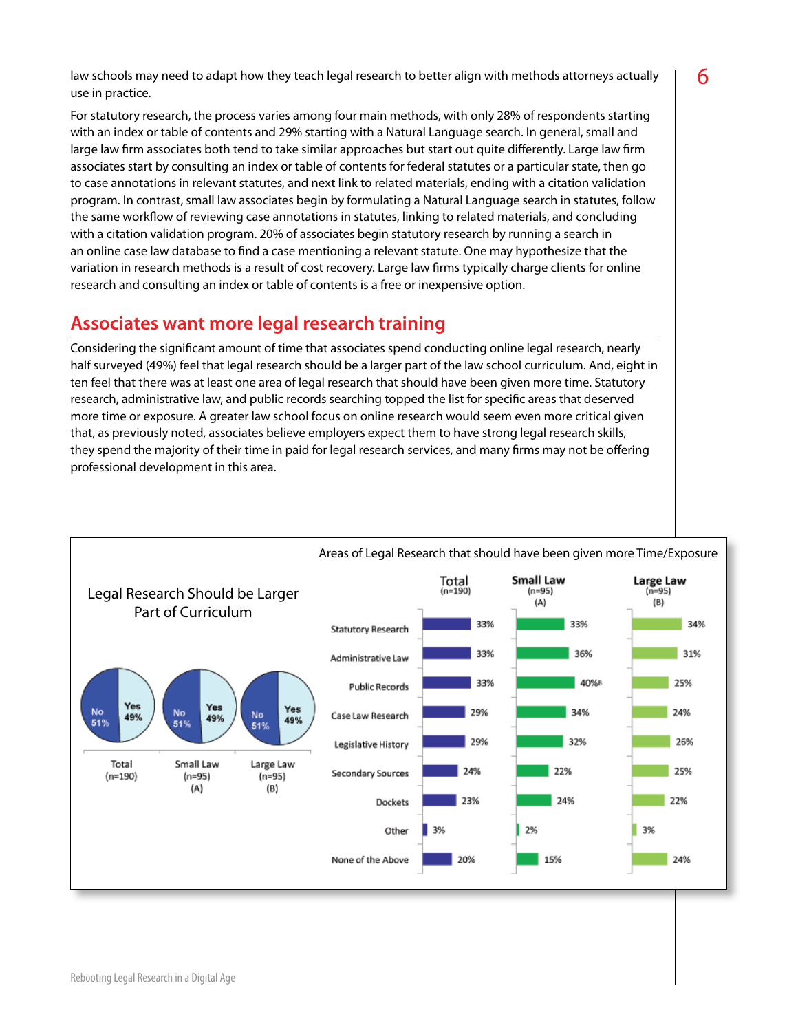law schools may need to adapt how they teach legal research to better align with methods attorneys actually use in practice.

For statutory research, the process varies among four main methods, with only 28% of respondents starting with an index or table of contents and 29% starting with a Natural Language search. In general, small and large law firm associates both tend to take similar approaches but start out quite differently. Large law firm associates start by consulting an index or table of contents for federal statutes or a particular state, then go to case annotations in relevant statutes, and next link to related materials, ending with a citation validation program. In contrast, small law associates begin by formulating a Natural Language search in statutes, follow the same workflow of reviewing case annotations in statutes, linking to related materials, and concluding with a citation validation program. 20% of associates begin statutory research by running a search in an online case law database to find a case mentioning a relevant statute. One may hypothesize that the variation in research methods is a result of cost recovery. Large law firms typically charge clients for online research and consulting an index or table of contents is a free or inexpensive option.

## Associates want more legal research training

Considering the significant amount of time that associates spend conducting online legal research, nearly half surveyed (49%) feel that legal research should be a larger part of the law school curriculum. And, eight in ten feel that there was at least one area of legal research that should have been given more time. Statutory research, administrative law, and public records searching topped the list for specific areas that deserved more time or exposure. A greater law school focus on online research would seem even more critical given that, as previously noted, associates believe employers expect them to have strong legal research skills, they spend the majority of their time in paid for legal research services, and many firms may not be offering professional development in this area.

**Legal Research Should be Larger Part of Curriculum**

| | Total (n=190) | Small Law (n=95) (A) | Large Law (n=95) (B) |
|---|---|---|---|
| Yes | 49% | 49% | 49% |
| No | 51% | 51% | 51% |

**Areas of Legal Research that should have been given more Time/Exposure**

| | Total (n=190) | Small Law (n=95) (A) | Large Law (n=95) (B) |
|---|---|---|---|
| Statutory Research | 33% | 33% | 34% |
| Administrative Law | 33% | 36% | 31% |
| Public Records | 33% | 40%B | 25% |
| Case Law Research | 29% | 34% | 24% |
| Legislative History | 29% | 32% | 26% |
| Secondary Sources | 24% | 22% | 25% |
| Dockets | 23% | 24% | 22% |
| Other | 3% | 2% | 3% |
| None of the Above | 20% | 15% | 24% |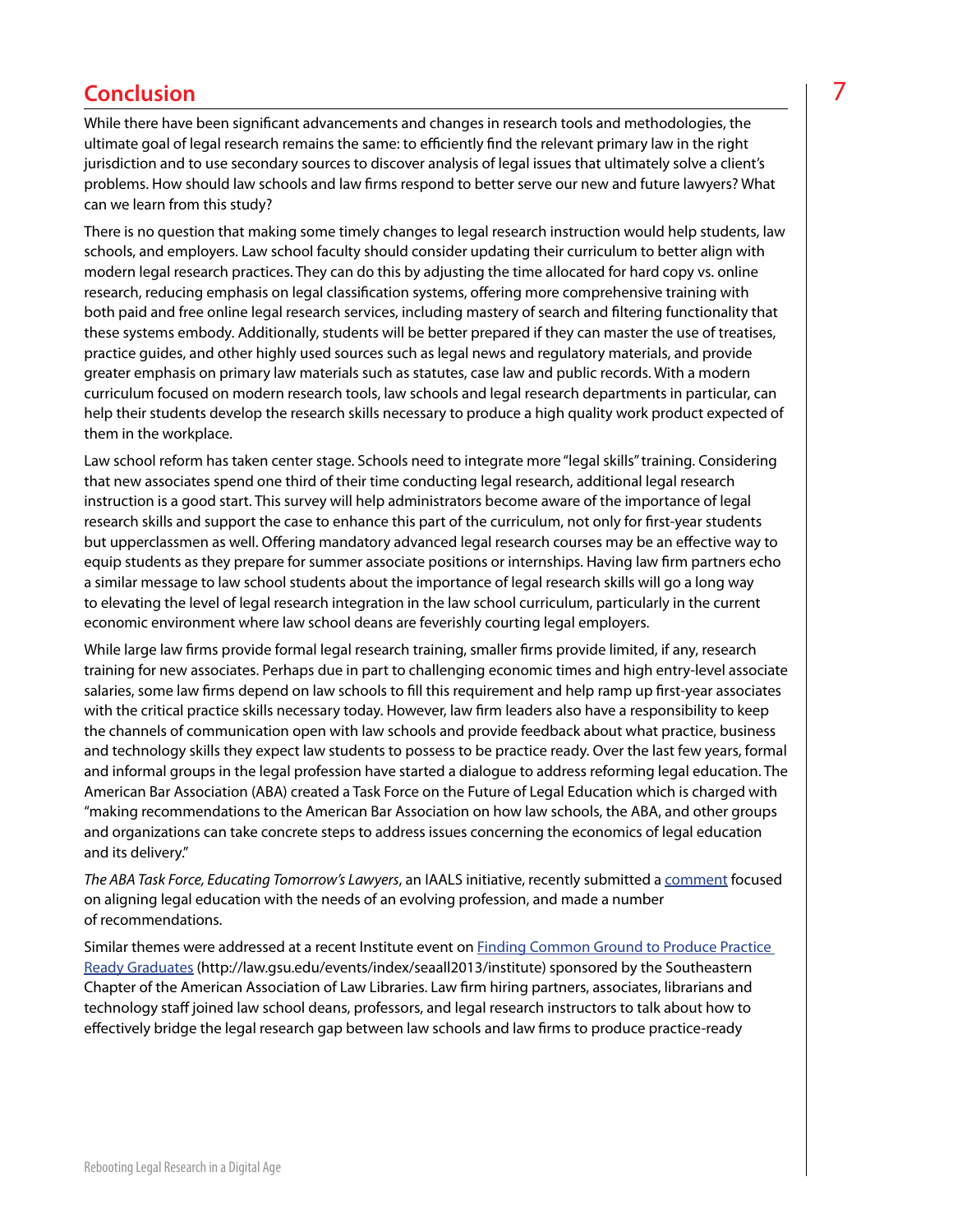## Conclusion

While there have been significant advancements and changes in research tools and methodologies, the ultimate goal of legal research remains the same: to efficiently find the relevant primary law in the right jurisdiction and to use secondary sources to discover analysis of legal issues that ultimately solve a client's problems. How should law schools and law firms respond to better serve our new and future lawyers? What can we learn from this study?

There is no question that making some timely changes to legal research instruction would help students, law schools, and employers. Law school faculty should consider updating their curriculum to better align with modern legal research practices. They can do this by adjusting the time allocated for hard copy vs. online research, reducing emphasis on legal classification systems, offering more comprehensive training with both paid and free online legal research services, including mastery of search and filtering functionality that these systems embody. Additionally, students will be better prepared if they can master the use of treatises, practice guides, and other highly used sources such as legal news and regulatory materials, and provide greater emphasis on primary law materials such as statutes, case law and public records. With a modern curriculum focused on modern research tools, law schools and legal research departments in particular, can help their students develop the research skills necessary to produce a high quality work product expected of them in the workplace.

Law school reform has taken center stage. Schools need to integrate more "legal skills" training. Considering that new associates spend one third of their time conducting legal research, additional legal research instruction is a good start. This survey will help administrators become aware of the importance of legal research skills and support the case to enhance this part of the curriculum, not only for first-year students but upperclassmen as well. Offering mandatory advanced legal research courses may be an effective way to equip students as they prepare for summer associate positions or internships. Having law firm partners echo a similar message to law school students about the importance of legal research skills will go a long way to elevating the level of legal research integration in the law school curriculum, particularly in the current economic environment where law school deans are feverishly courting legal employers.

While large law firms provide formal legal research training, smaller firms provide limited, if any, research training for new associates. Perhaps due in part to challenging economic times and high entry-level associate salaries, some law firms depend on law schools to fill this requirement and help ramp up first-year associates with the critical practice skills necessary today. However, law firm leaders also have a responsibility to keep the channels of communication open with law schools and provide feedback about what practice, business and technology skills they expect law students to possess to be practice ready. Over the last few years, formal and informal groups in the legal profession have started a dialogue to address reforming legal education. The American Bar Association (ABA) created a Task Force on the Future of Legal Education which is charged with "making recommendations to the American Bar Association on how law schools, the ABA, and other groups and organizations can take concrete steps to address issues concerning the economics of legal education and its delivery."

*The ABA Task Force, Educating Tomorrow's Lawyers*, an IAALS initiative, recently submitted a comment focused on aligning legal education with the needs of an evolving profession, and made a number of recommendations.

Similar themes were addressed at a recent Institute event on Finding Common Ground to Produce Practice Ready Graduates (http://law.gsu.edu/events/index/seaall2013/institute) sponsored by the Southeastern Chapter of the American Association of Law Libraries. Law firm hiring partners, associates, librarians and technology staff joined law school deans, professors, and legal research instructors to talk about how to effectively bridge the legal research gap between law schools and law firms to produce practice-ready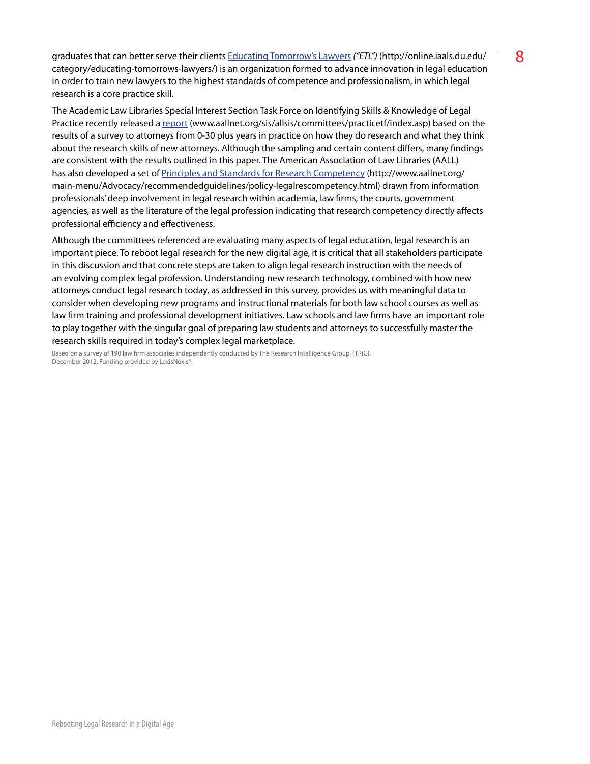graduates that can better serve their clients [Educating Tomorrow's Lawyers](http://online.iaals.du.edu/category/educating-tomorrows-lawyers/) *("ETL")* (http://online.iaals.du.edu/category/educating-tomorrows-lawyers/) is an organization formed to advance innovation in legal education in order to train new lawyers to the highest standards of competence and professionalism, in which legal research is a core practice skill.

The Academic Law Libraries Special Interest Section Task Force on Identifying Skills & Knowledge of Legal Practice recently released a [report](www.aallnet.org/sis/allsis/committees/practicetf/index.asp) (www.aallnet.org/sis/allsis/committees/practicetf/index.asp) based on the results of a survey to attorneys from 0-30 plus years in practice on how they do research and what they think about the research skills of new attorneys. Although the sampling and certain content differs, many findings are consistent with the results outlined in this paper. The American Association of Law Libraries (AALL) has also developed a set of [Principles and Standards for Research Competency](http://www.aallnet.org/main-menu/Advocacy/recommendedguidelines/policy-legalrescompetency.html) (http://www.aallnet.org/main-menu/Advocacy/recommendedguidelines/policy-legalrescompetency.html) drawn from information professionals' deep involvement in legal research within academia, law firms, the courts, government agencies, as well as the literature of the legal profession indicating that research competency directly affects professional efficiency and effectiveness.

Although the committees referenced are evaluating many aspects of legal education, legal research is an important piece. To reboot legal research for the new digital age, it is critical that all stakeholders participate in this discussion and that concrete steps are taken to align legal research instruction with the needs of an evolving complex legal profession. Understanding new research technology, combined with how new attorneys conduct legal research today, as addressed in this survey, provides us with meaningful data to consider when developing new programs and instructional materials for both law school courses as well as law firm training and professional development initiatives. Law schools and law firms have an important role to play together with the singular goal of preparing law students and attorneys to successfully master the research skills required in today's complex legal marketplace.

Based on a survey of 190 law firm associates independently conducted by The Research Intelligence Group, (TRiG), December 2012. Funding provided by LexisNexis®.